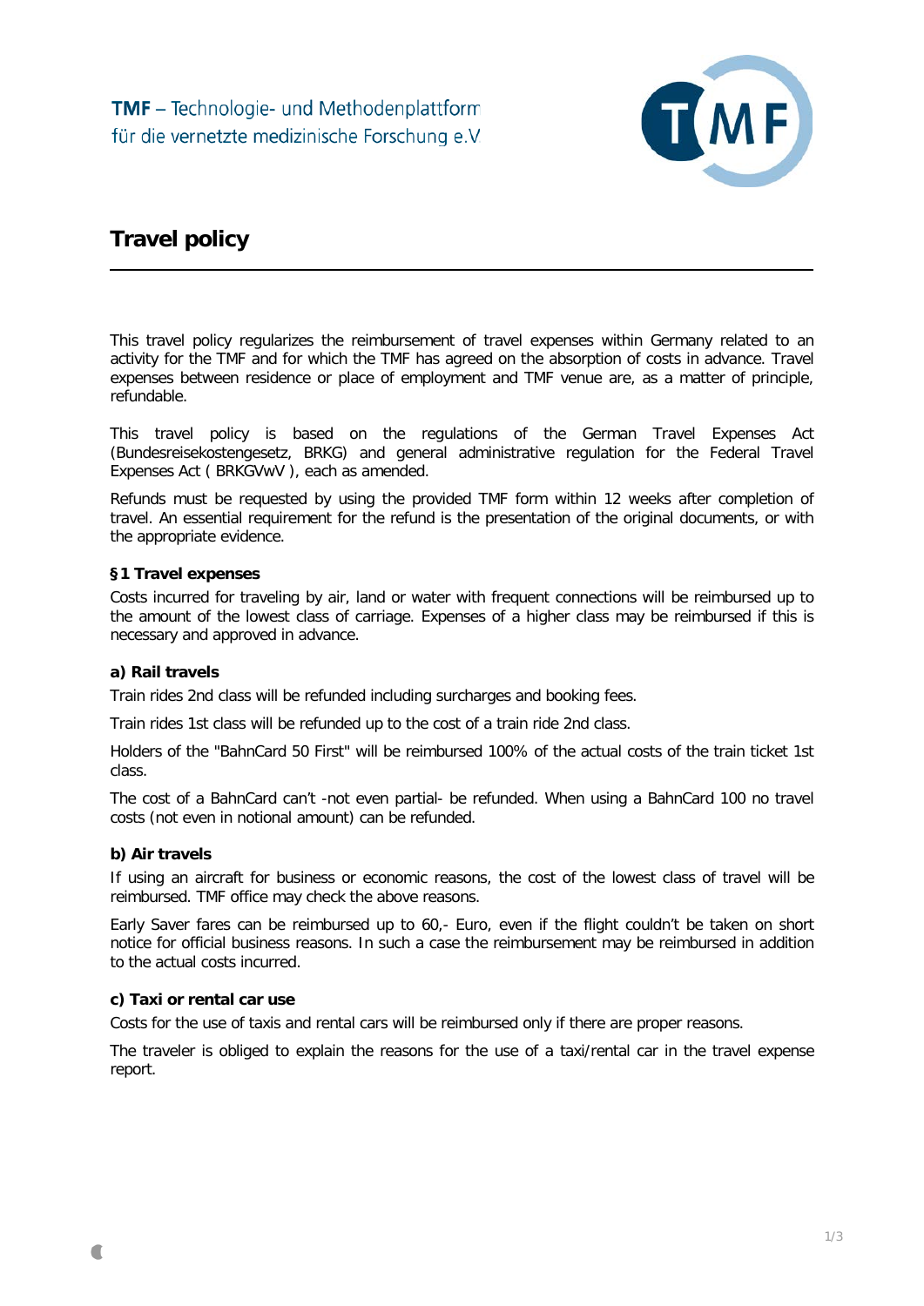TMF – Technologie- und Methodenplattform für die vernetzte medizinische Forschung e.V

# Travel policy

This travel policy regularizes the reimbursement of travel expenses within Germany related to an activity for the TMF and for which the TMF has agreed on the absorption of costs in advance. Travel expenses between residence or place of employment and TMF venue are, as a matter of principle, refundable.

This travel policy is based on the regulations of the German Travel Expenses Act (Bundesreisekostengesetz, BRKG) and general administrative regulation for the Federal Travel Expenses Act ( BRKGVwV ), each as amended.

Refunds must be requested by using the provided TMF form within 12 weeks after completion of travel. An essential requirement for the refund is the presentation of the original documents, or with the appropriate evidence.

### §1 Travel expenses

Costs incurred for traveling by air, land or water with frequent connections will be reimbursed up to the amount of the lowest class of carriage. Expenses of a higher class may be reimbursed if this is necessary and approved in advance.

#### a) Rail travels

Train rides 2nd class will be refunded including surcharges and booking fees.

Train rides 1st class will be refunded up to the cost of a train ride 2nd class.

Holders of the "BahnCard 50 First" will be reimbursed 100% of the actual costs of the train ticket 1st class.

The cost of a BahnCard can't -not even partial- be refunded. When using a BahnCard 100 no travel costs (not even in notional amount) can be refunded.

#### b) Air travels

If using an aircraft for business or economic reasons, the cost of the lowest class of travel will be reimbursed. TMF office may check the above reasons.

Early Saver fares can be reimbursed up to 60,- Euro, even if the flight couldn't be taken on short notice for official business reasons. In such a case the reimbursement may be reimbursed in addition to the actual costs incurred.

#### c) Taxi or rental car use

Costs for the use of taxis and rental cars will be reimbursed only if there are proper reasons.

The traveler is obliged to explain the reasons for the use of a taxi/rental car in the travel expense report.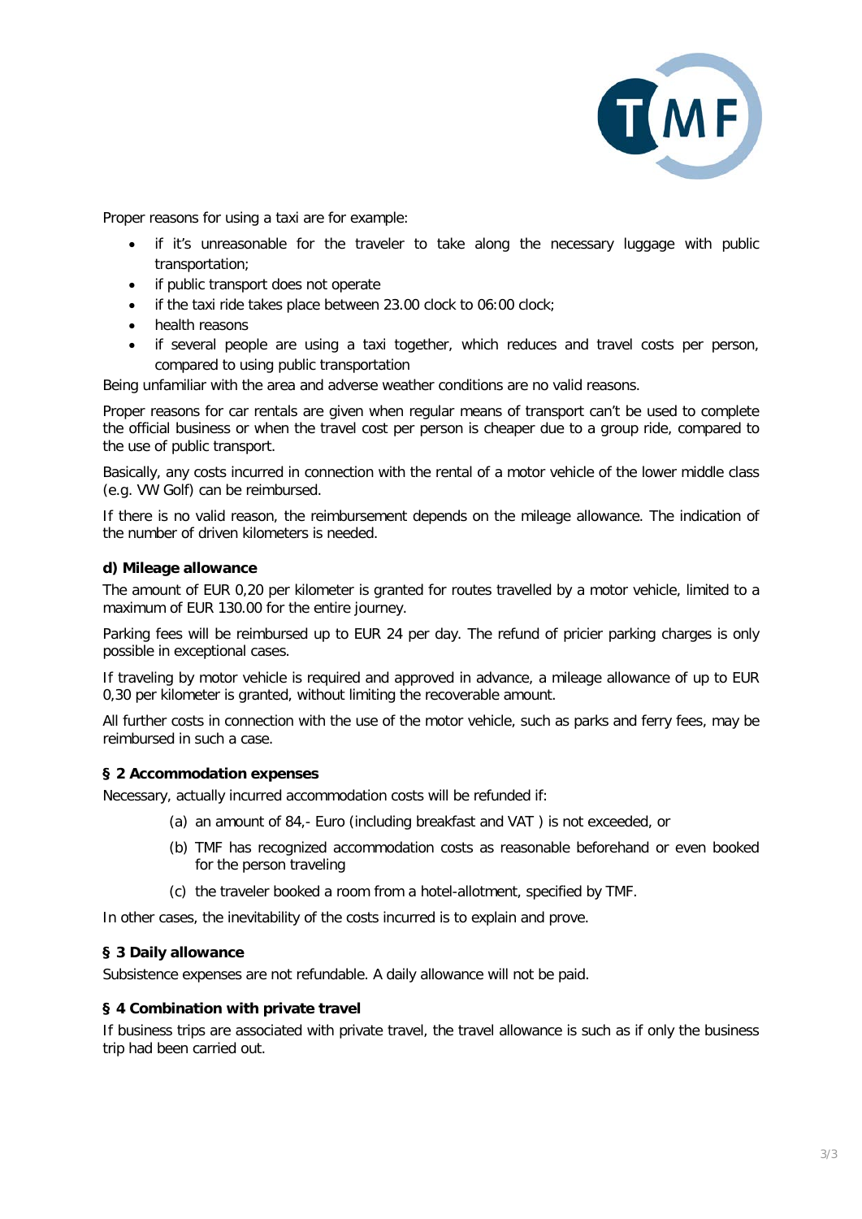Proper reasons for using a taxi are for example:

- if it's unreasonable for the traveler to take along the necessary luggage with public transportation;
- if public transport does not operate
- if the taxi ride takes place between 23.00 clock to 06:00 clock;
- health reasons
- if several people are using a taxi together, which reduces and travel costs per person, compared to using public transportation

Being unfamiliar with the area and adverse weather conditions are no valid reasons.

Proper reasons for car rentals are given when regular means of transport can't be used to complete the official business or when the travel cost per person is cheaper due to a group ride, compared to the use of public transport.

Basically, any costs incurred in connection with the rental of a motor vehicle of the lower middle class (e.g. VW Golf) can be reimbursed.

If there is no valid reason, the reimbursement depends on the mileage allowance. The indication of the number of driven kilometers is needed.

**d) Mileage allowance**

The amount of EUR 0,20 per kilometer is granted for routes travelled by a motor vehicle, limited to a maximum of EUR 130.00 for the entire journey.

Parking fees will be reimbursed up to EUR 24 per day. The refund of pricier parking charges is only possible in exceptional cases.

If traveling by motor vehicle is required and approved in advance, a mileage allowance of up to EUR 0,30 per kilometer is granted, without limiting the recoverable amount.

All further costs in connection with the use of the motor vehicle, such as parks and ferry fees, may be reimbursed in such a case.

## § 2 Accommodation expenses

Necessary, actually incurred accommodation costs will be refunded if:

(a) an amount of 84,- Euro (including breakfast and VAT ) is not exceeded, or

(b) TMF has recognized accommodation costs as reasonable beforehand or even booked for the person traveling

(c) the traveler booked a room from a hotel-allotment, specified by TMF.

In other cases, the inevitability of the costs incurred is to explain and prove.

## § 3 Daily allowance

Subsistence expenses are not refundable. A daily allowance will not be paid.

## § 4 Combination with private travel

If business trips are associated with private travel, the travel allowance is such as if only the business trip had been carried out.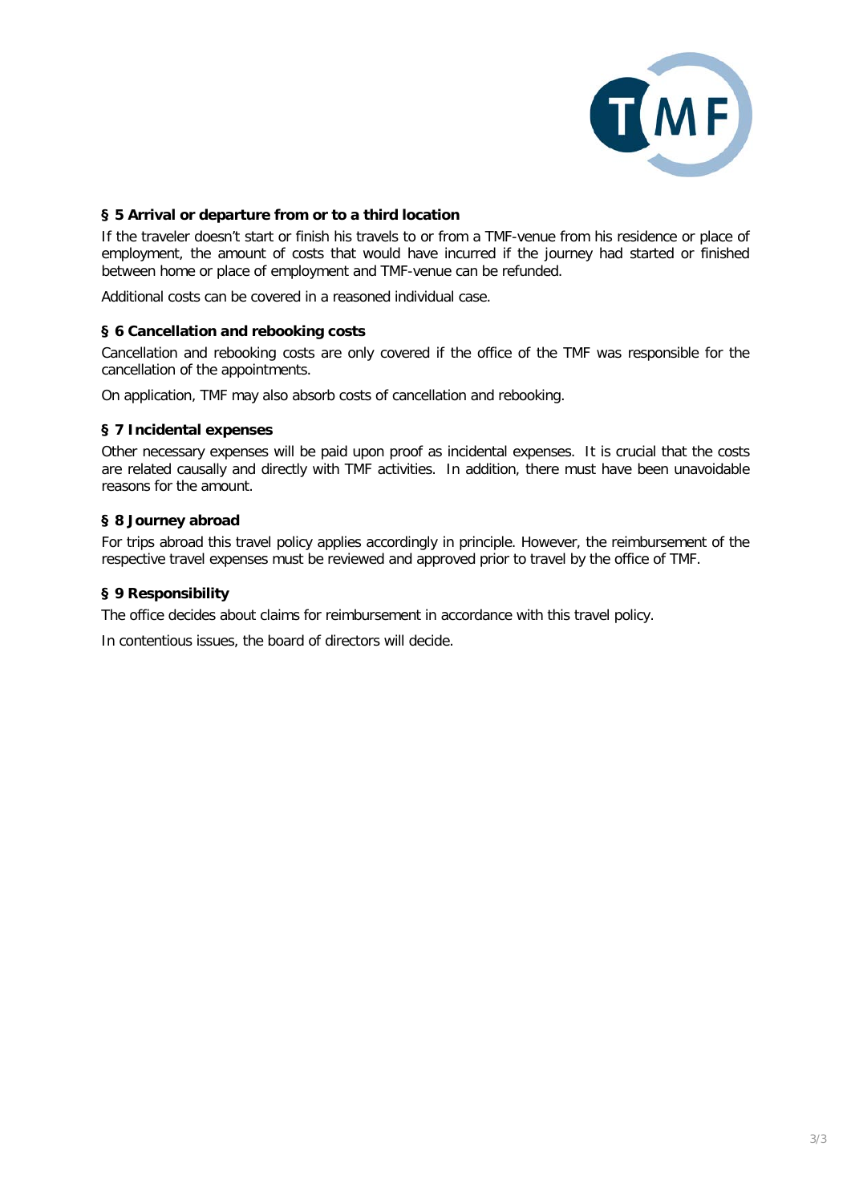### § 5 Arrival or departure from or to a third location

If the traveler doesn't start or finish his travels to or from a TMF-venue from his residence or place of employment, the amount of costs that would have incurred if the journey had started or finished between home or place of employment and TMF-venue can be refunded.

Additional costs can be covered in a reasoned individual case.

### § 6 Cancellation and rebooking costs

Cancellation and rebooking costs are only covered if the office of the TMF was responsible for the cancellation of the appointments.

On application, TMF may also absorb costs of cancellation and rebooking.

### § 7 Incidental expenses

Other necessary expenses will be paid upon proof as incidental expenses. It is crucial that the costs are related causally and directly with TMF activities. In addition, there must have been unavoidable reasons for the amount.

### § 8 Journey abroad

For trips abroad this travel policy applies accordingly in principle. However, the reimbursement of the respective travel expenses must be reviewed and approved prior to travel by the office of TMF.

### § 9 Responsibility

The office decides about claims for reimbursement in accordance with this travel policy.

In contentious issues, the board of directors will decide.